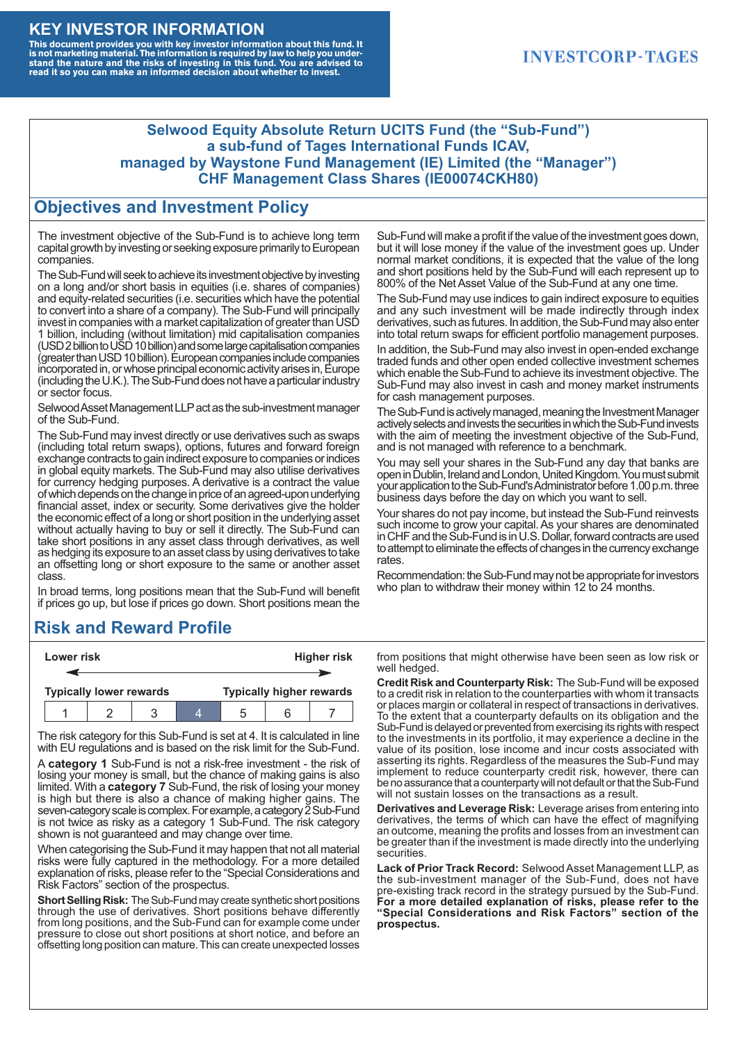# KEY INVESTOR INFORMATION

**This document provides you with key investor information about this fund. It is not marketing material. The information is required by law to help you understand the nature and the risks of investing in this fund. You are advised to read it so you can make an informed decision about whether to invest.**

INVESTCORP·TAGES

**Selwood Equity Absolute Return UCITS Fund (the "Sub-Fund")**
**a sub-fund of Tages International Funds ICAV,**
**managed by Waystone Fund Management (IE) Limited (the "Manager")**
**CHF Management Class Shares (IE00074CKH80)**

## Objectives and Investment Policy

The investment objective of the Sub-Fund is to achieve long term capital growth by investing or seeking exposure primarily to European companies.

The Sub-Fund will seek to achieve its investment objective by investing on a long and/or short basis in equities (i.e. shares of companies) and equity-related securities (i.e. securities which have the potential to convert into a share of a company). The Sub-Fund will principally invest in companies with a market capitalization of greater than USD 1 billion, including (without limitation) mid capitalisation companies (USD 2 billion to USD 10 billion) and some large capitalisation companies (greater than USD 10 billion). European companies include companies incorporated in, or whose principal economic activity arises in, Europe (including the U.K.). The Sub-Fund does not have a particular industry or sector focus.

Selwood Asset Management LLP act as the sub-investment manager of the Sub-Fund.

The Sub-Fund may invest directly or use derivatives such as swaps (including total return swaps), options, futures and forward foreign exchange contracts to gain indirect exposure to companies or indices in global equity markets. The Sub-Fund may also utilise derivatives for currency hedging purposes. A derivative is a contract the value of which depends on the change in price of an agreed-upon underlying financial asset, index or security. Some derivatives give the holder the economic effect of a long or short position in the underlying asset without actually having to buy or sell it directly. The Sub-Fund can take short positions in any asset class through derivatives, as well as hedging its exposure to an asset class by using derivatives to take an offsetting long or short exposure to the same or another asset class.

In broad terms, long positions mean that the Sub-Fund will benefit if prices go up, but lose if prices go down. Short positions mean the Sub-Fund will make a profit if the value of the investment goes down, but it will lose money if the value of the investment goes up. Under normal market conditions, it is expected that the value of the long and short positions held by the Sub-Fund will each represent up to 800% of the Net Asset Value of the Sub-Fund at any one time.

The Sub-Fund may use indices to gain indirect exposure to equities and any such investment will be made indirectly through index derivatives, such as futures. In addition, the Sub-Fund may also enter into total return swaps for efficient portfolio management purposes.

In addition, the Sub-Fund may also invest in open-ended exchange traded funds and other open ended collective investment schemes which enable the Sub-Fund to achieve its investment objective. The Sub-Fund may also invest in cash and money market instruments for cash management purposes.

The Sub-Fund is actively managed, meaning the Investment Manager actively selects and invests the securities in which the Sub-Fund invests with the aim of meeting the investment objective of the Sub-Fund, and is not managed with reference to a benchmark.

You may sell your shares in the Sub-Fund any day that banks are open in Dublin, Ireland and London, United Kingdom. You must submit your application to the Sub-Fund's Administrator before 1.00 p.m. three business days before the day on which you want to sell.

Your shares do not pay income, but instead the Sub-Fund reinvests such income to grow your capital. As your shares are denominated in CHF and the Sub-Fund is in U.S. Dollar, forward contracts are used to attempt to eliminate the effects of changes in the currency exchange rates.

Recommendation: the Sub-Fund may not be appropriate for investors who plan to withdraw their money within 12 to 24 months.

## Risk and Reward Profile

| **Lower risk** | | | | | | **Higher risk** |
|---|---|---|---|---|---|---|
| **Typically lower rewards** | | | | | | **Typically higher rewards** |
| 1 | 2 | 3 | **4** | 5 | 6 | 7 |

The risk category for this Sub-Fund is set at 4. It is calculated in line with EU regulations and is based on the risk limit for the Sub-Fund.

A **category 1** Sub-Fund is not a risk-free investment - the risk of losing your money is small, but the chance of making gains is also limited. With a **category 7** Sub-Fund, the risk of losing your money is high but there is also a chance of making higher gains. The seven-category scale is complex. For example, a category 2 Sub-Fund is not twice as risky as a category 1 Sub-Fund. The risk category shown is not guaranteed and may change over time.

When categorising the Sub-Fund it may happen that not all material risks were fully captured in the methodology. For a more detailed explanation of risks, please refer to the "Special Considerations and Risk Factors" section of the prospectus.

**Short Selling Risk:** The Sub-Fund may create synthetic short positions through the use of derivatives. Short positions behave differently from long positions, and the Sub-Fund can for example come under pressure to close out short positions at short notice, and before an offsetting long position can mature. This can create unexpected losses from positions that might otherwise have been seen as low risk or well hedged.

**Credit Risk and Counterparty Risk:** The Sub-Fund will be exposed to a credit risk in relation to the counterparties with whom it transacts or places margin or collateral in respect of transactions in derivatives. To the extent that a counterparty defaults on its obligation and the Sub-Fund is delayed or prevented from exercising its rights with respect to the investments in its portfolio, it may experience a decline in the value of its position, lose income and incur costs associated with asserting its rights. Regardless of the measures the Sub-Fund may implement to reduce counterparty credit risk, however, there can be no assurance that a counterparty will not default or that the Sub-Fund will not sustain losses on the transactions as a result.

**Derivatives and Leverage Risk:** Leverage arises from entering into derivatives, the terms of which can have the effect of magnifying an outcome, meaning the profits and losses from an investment can be greater than if the investment is made directly into the underlying securities.

**Lack of Prior Track Record:** Selwood Asset Management LLP, as the sub-investment manager of the Sub-Fund, does not have pre-existing track record in the strategy pursued by the Sub-Fund. **For a more detailed explanation of risks, please refer to the "Special Considerations and Risk Factors" section of the prospectus.**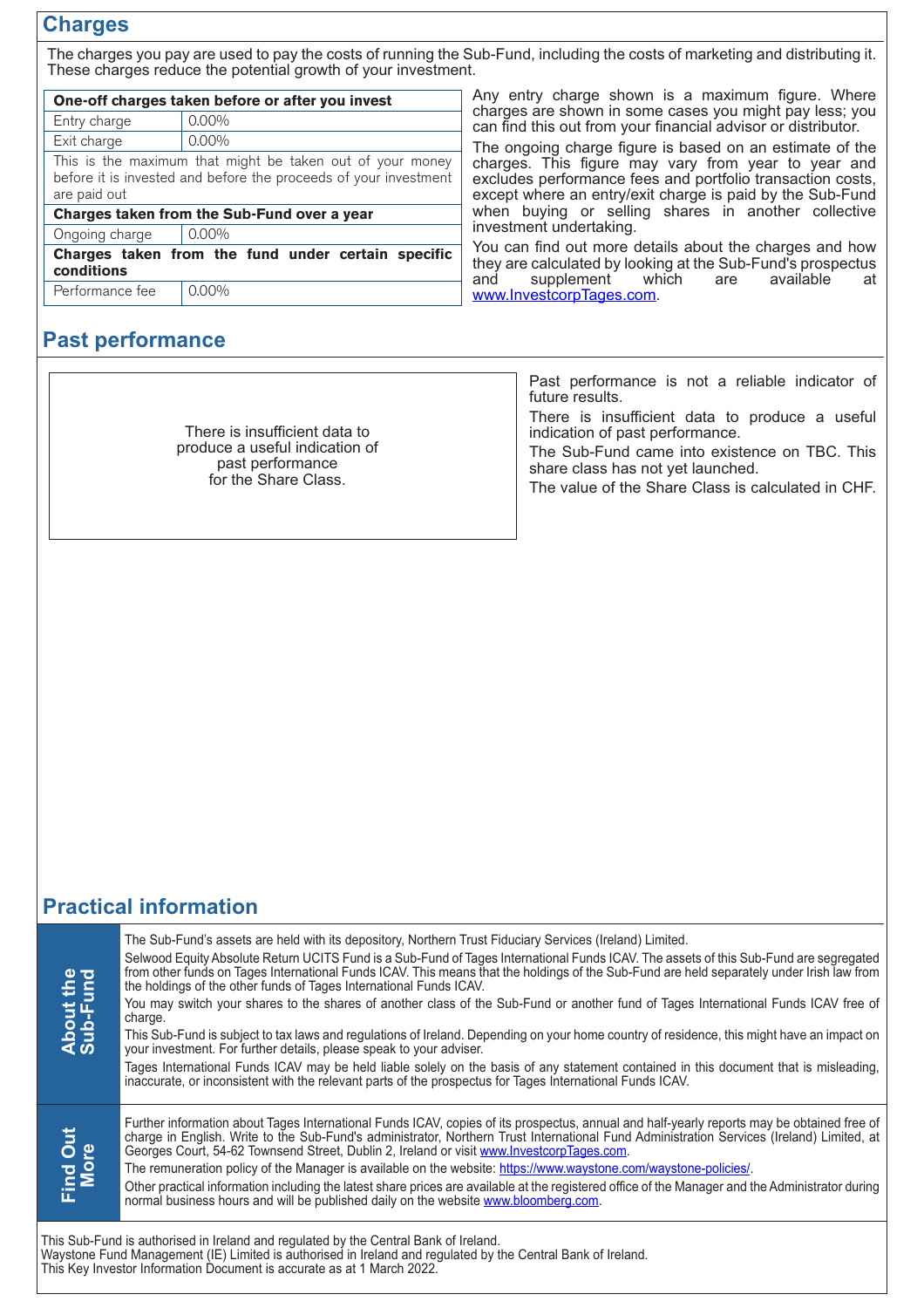## Charges

The charges you pay are used to pay the costs of running the Sub-Fund, including the costs of marketing and distributing it. These charges reduce the potential growth of your investment.

| | |
|---|---|
| **One-off charges taken before or after you invest** | |
| Entry charge | 0.00% |
| Exit charge | 0.00% |
| This is the maximum that might be taken out of your money before it is invested and before the proceeds of your investment are paid out | |
| **Charges taken from the Sub-Fund over a year** | |
| Ongoing charge | 0.00% |
| **Charges taken from the fund under certain specific conditions** | |
| Performance fee | 0.00% |

Any entry charge shown is a maximum figure. Where charges are shown in some cases you might pay less; you can find this out from your financial advisor or distributor.

The ongoing charge figure is based on an estimate of the charges. This figure may vary from year to year and excludes performance fees and portfolio transaction costs, except where an entry/exit charge is paid by the Sub-Fund when buying or selling shares in another collective investment undertaking.

You can find out more details about the charges and how they are calculated by looking at the Sub-Fund's prospectus and supplement which are available at www.InvestcorpTages.com.

## Past performance

There is insufficient data to produce a useful indication of past performance for the Share Class.

Past performance is not a reliable indicator of future results.

There is insufficient data to produce a useful indication of past performance.

The Sub-Fund came into existence on TBC. This share class has not yet launched.

The value of the Share Class is calculated in CHF.

## Practical information

### About the Sub-Fund

The Sub-Fund's assets are held with its depository, Northern Trust Fiduciary Services (Ireland) Limited.

Selwood Equity Absolute Return UCITS Fund is a Sub-Fund of Tages International Funds ICAV. The assets of this Sub-Fund are segregated from other funds on Tages International Funds ICAV. This means that the holdings of the Sub-Fund are held separately under Irish law from the holdings of the other funds of Tages International Funds ICAV.

You may switch your shares to the shares of another class of the Sub-Fund or another fund of Tages International Funds ICAV free of charge.

This Sub-Fund is subject to tax laws and regulations of Ireland. Depending on your home country of residence, this might have an impact on your investment. For further details, please speak to your adviser.

Tages International Funds ICAV may be held liable solely on the basis of any statement contained in this document that is misleading, inaccurate, or inconsistent with the relevant parts of the prospectus for Tages International Funds ICAV.

### Find Out More

Further information about Tages International Funds ICAV, copies of its prospectus, annual and half-yearly reports may be obtained free of charge in English. Write to the Sub-Fund's administrator, Northern Trust International Fund Administration Services (Ireland) Limited, at Georges Court, 54-62 Townsend Street, Dublin 2, Ireland or visit www.InvestcorpTages.com.

The remuneration policy of the Manager is available on the website: https://www.waystone.com/waystone-policies/.

Other practical information including the latest share prices are available at the registered office of the Manager and the Administrator during normal business hours and will be published daily on the website www.bloomberg.com.

This Sub-Fund is authorised in Ireland and regulated by the Central Bank of Ireland.
Waystone Fund Management (IE) Limited is authorised in Ireland and regulated by the Central Bank of Ireland.
This Key Investor Information Document is accurate as at 1 March 2022.